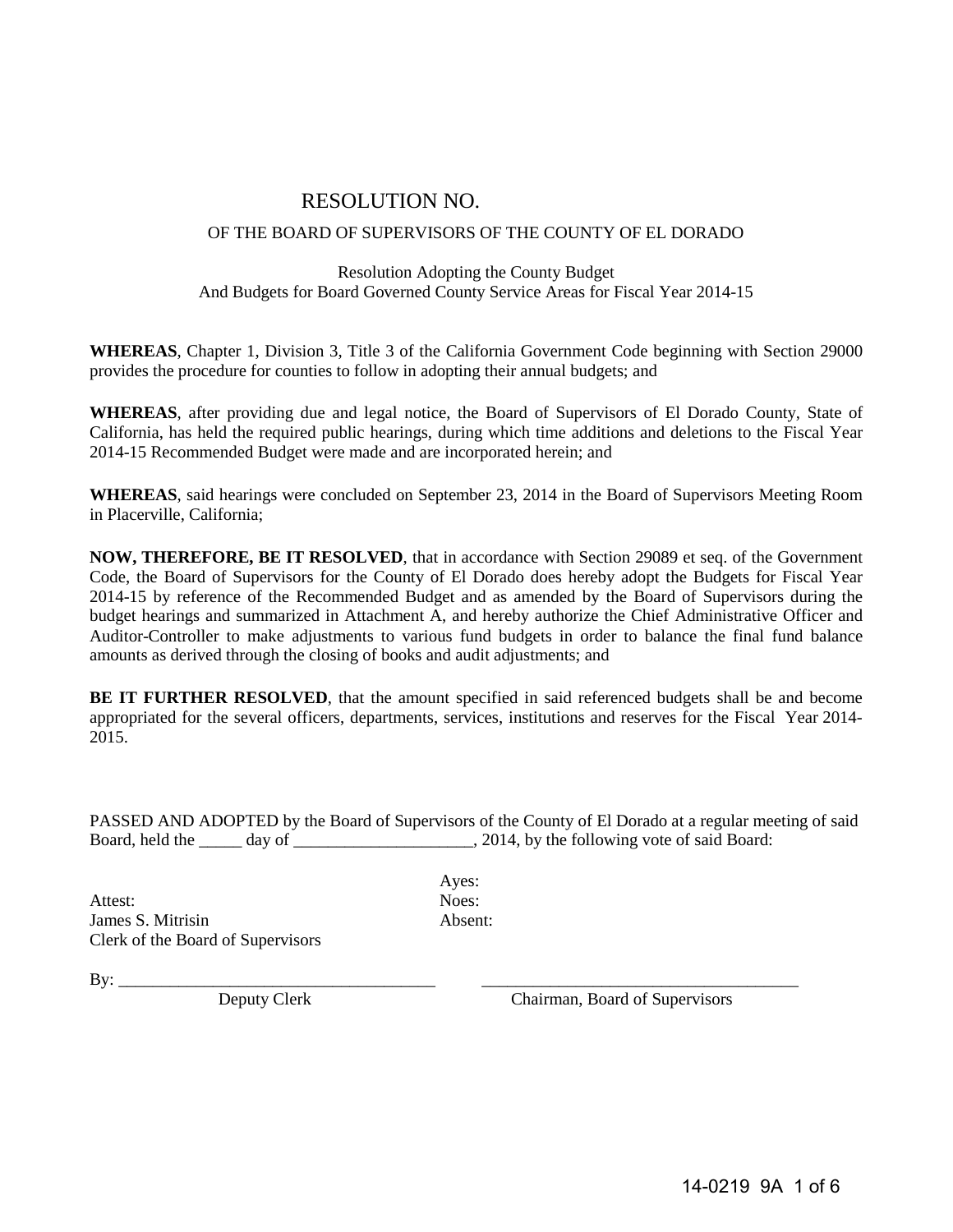# RESOLUTION NO.

## OF THE BOARD OF SUPERVISORS OF THE COUNTY OF EL DORADO

Resolution Adopting the County Budget
And Budgets for Board Governed County Service Areas for Fiscal Year 2014-15

**WHEREAS**, Chapter 1, Division 3, Title 3 of the California Government Code beginning with Section 29000 provides the procedure for counties to follow in adopting their annual budgets; and

**WHEREAS**, after providing due and legal notice, the Board of Supervisors of El Dorado County, State of California, has held the required public hearings, during which time additions and deletions to the Fiscal Year 2014-15 Recommended Budget were made and are incorporated herein; and

**WHEREAS**, said hearings were concluded on September 23, 2014 in the Board of Supervisors Meeting Room in Placerville, California;

**NOW, THEREFORE, BE IT RESOLVED**, that in accordance with Section 29089 et seq. of the Government Code, the Board of Supervisors for the County of El Dorado does hereby adopt the Budgets for Fiscal Year 2014-15 by reference of the Recommended Budget and as amended by the Board of Supervisors during the budget hearings and summarized in Attachment A, and hereby authorize the Chief Administrative Officer and Auditor-Controller to make adjustments to various fund budgets in order to balance the final fund balance amounts as derived through the closing of books and audit adjustments; and

**BE IT FURTHER RESOLVED**, that the amount specified in said referenced budgets shall be and become appropriated for the several officers, departments, services, institutions and reserves for the Fiscal Year 2014-2015.

PASSED AND ADOPTED by the Board of Supervisors of the County of El Dorado at a regular meeting of said Board, held the _____ day of _____________________, 2014, by the following vote of said Board:

Ayes:
Noes:
Absent:

Attest:
James S. Mitrisin
Clerk of the Board of Supervisors

By: _____________________________________
Deputy Clerk

_____________________________________
Chairman, Board of Supervisors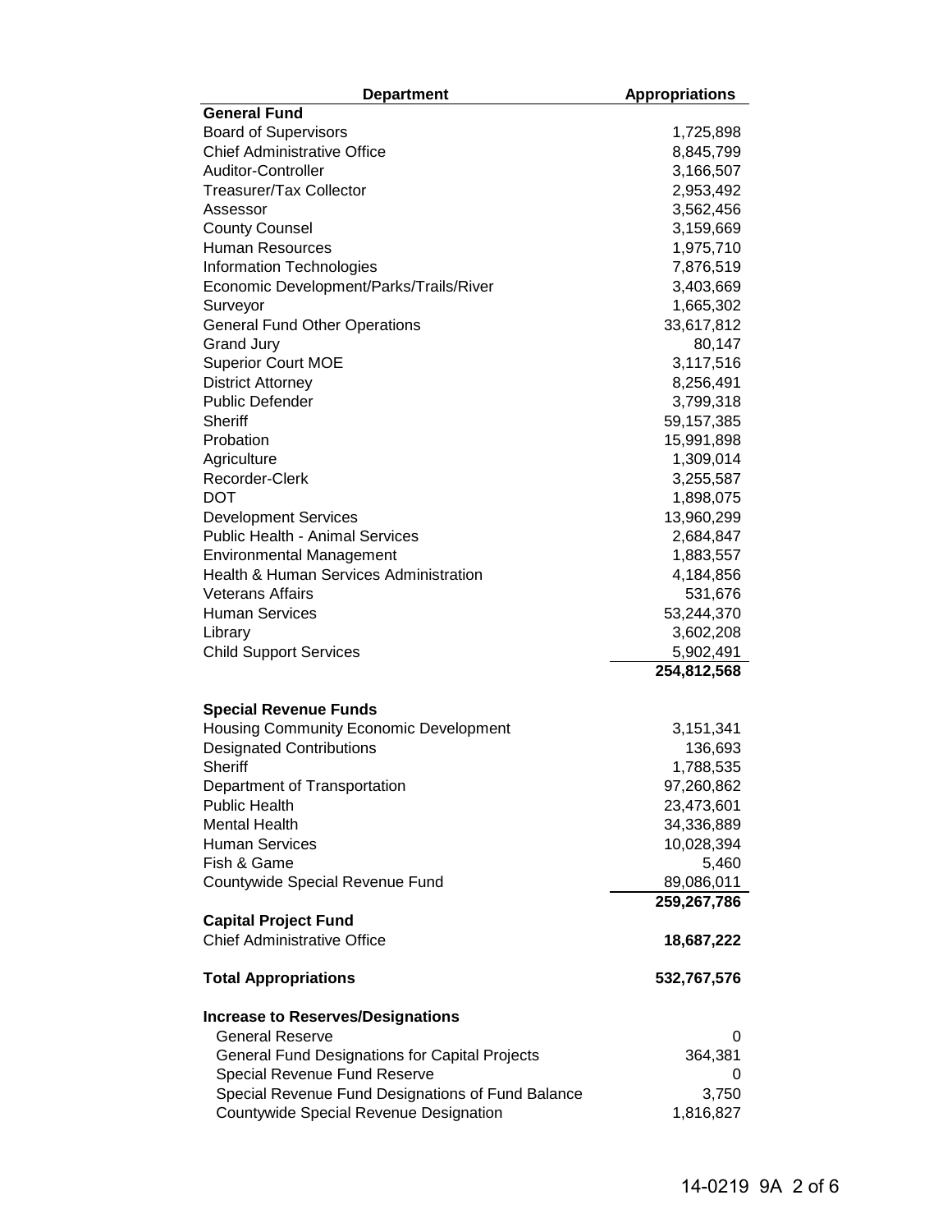| Department | Appropriations |
|---|---|
| **General Fund** | |
| Board of Supervisors | 1,725,898 |
| Chief Administrative Office | 8,845,799 |
| Auditor-Controller | 3,166,507 |
| Treasurer/Tax Collector | 2,953,492 |
| Assessor | 3,562,456 |
| County Counsel | 3,159,669 |
| Human Resources | 1,975,710 |
| Information Technologies | 7,876,519 |
| Economic Development/Parks/Trails/River | 3,403,669 |
| Surveyor | 1,665,302 |
| General Fund Other Operations | 33,617,812 |
| Grand Jury | 80,147 |
| Superior Court MOE | 3,117,516 |
| District Attorney | 8,256,491 |
| Public Defender | 3,799,318 |
| Sheriff | 59,157,385 |
| Probation | 15,991,898 |
| Agriculture | 1,309,014 |
| Recorder-Clerk | 3,255,587 |
| DOT | 1,898,075 |
| Development Services | 13,960,299 |
| Public Health - Animal Services | 2,684,847 |
| Environmental Management | 1,883,557 |
| Health & Human Services Administration | 4,184,856 |
| Veterans Affairs | 531,676 |
| Human Services | 53,244,370 |
| Library | 3,602,208 |
| Child Support Services | 5,902,491 |
| | **254,812,568** |
| **Special Revenue Funds** | |
| Housing Community Economic Development | 3,151,341 |
| Designated Contributions | 136,693 |
| Sheriff | 1,788,535 |
| Department of Transportation | 97,260,862 |
| Public Health | 23,473,601 |
| Mental Health | 34,336,889 |
| Human Services | 10,028,394 |
| Fish & Game | 5,460 |
| Countywide Special Revenue Fund | 89,086,011 |
| | **259,267,786** |
| **Capital Project Fund** | |
| Chief Administrative Office | **18,687,222** |
| **Total Appropriations** | **532,767,576** |
| **Increase to Reserves/Designations** | |
| General Reserve | 0 |
| General Fund Designations for Capital Projects | 364,381 |
| Special Revenue Fund Reserve | 0 |
| Special Revenue Fund Designations of Fund Balance | 3,750 |
| Countywide Special Revenue Designation | 1,816,827 |

14-0219 9A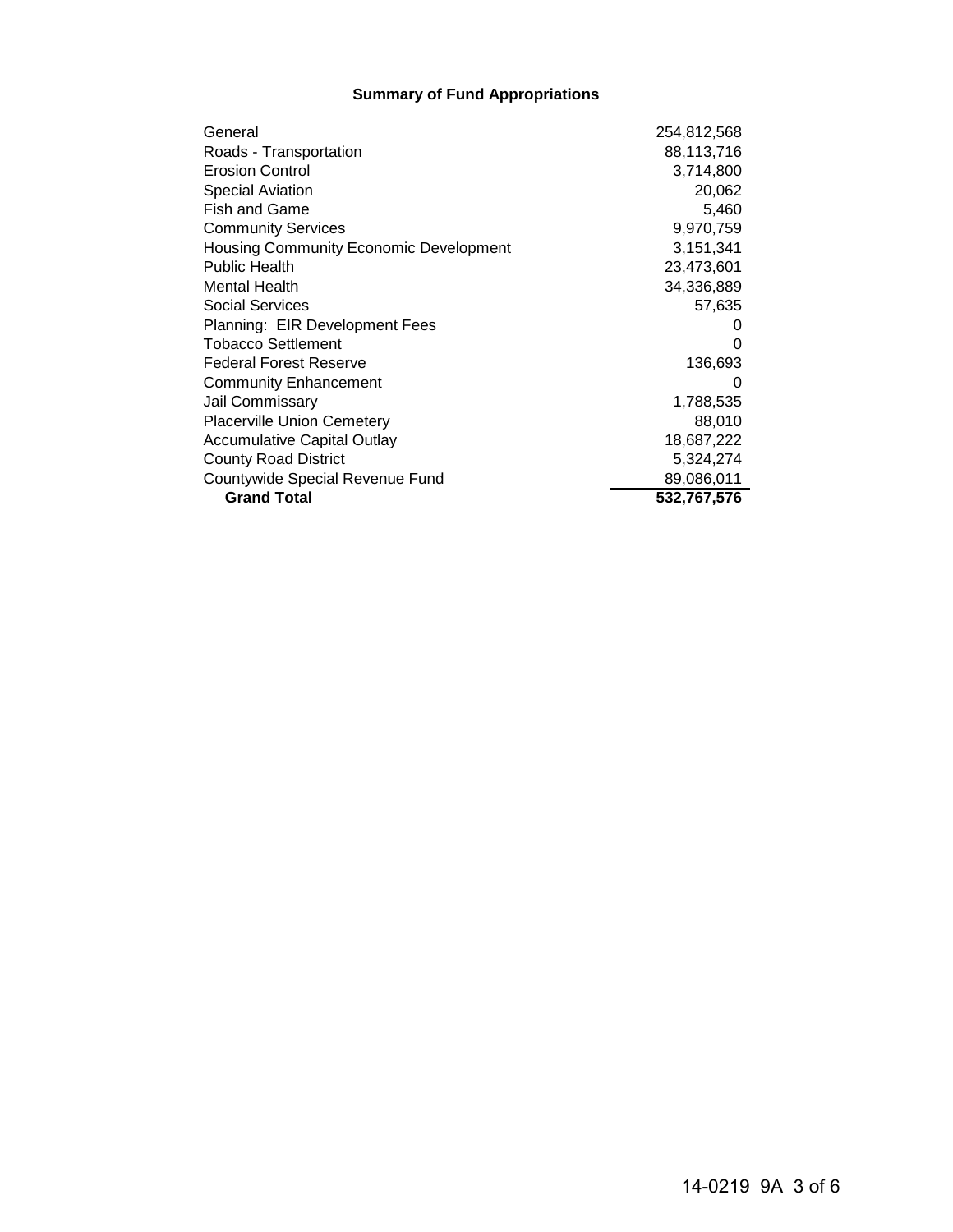**Summary of Fund Appropriations**

| Fund | Amount |
|---|---|
| General | 254,812,568 |
| Roads - Transportation | 88,113,716 |
| Erosion Control | 3,714,800 |
| Special Aviation | 20,062 |
| Fish and Game | 5,460 |
| Community Services | 9,970,759 |
| Housing Community Economic Development | 3,151,341 |
| Public Health | 23,473,601 |
| Mental Health | 34,336,889 |
| Social Services | 57,635 |
| Planning: EIR Development Fees | 0 |
| Tobacco Settlement | 0 |
| Federal Forest Reserve | 136,693 |
| Community Enhancement | 0 |
| Jail Commissary | 1,788,535 |
| Placerville Union Cemetery | 88,010 |
| Accumulative Capital Outlay | 18,687,222 |
| County Road District | 5,324,274 |
| Countywide Special Revenue Fund | 89,086,011 |
| **Grand Total** | **532,767,576** |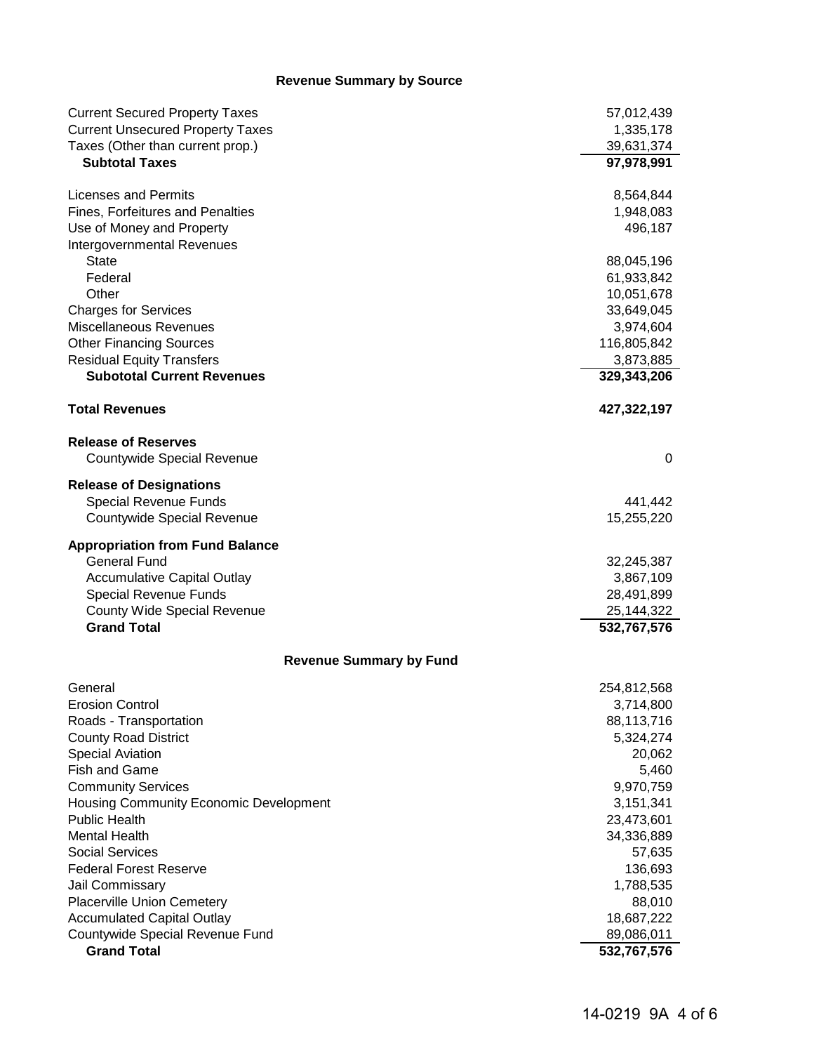## Revenue Summary by Source

| | |
|---|---:|
| Current Secured Property Taxes | 57,012,439 |
| Current Unsecured Property Taxes | 1,335,178 |
| Taxes (Other than current prop.) | 39,631,374 |
| **Subtotal Taxes** | **97,978,991** |
| | |
| Licenses and Permits | 8,564,844 |
| Fines, Forfeitures and Penalties | 1,948,083 |
| Use of Money and Property | 496,187 |
| Intergovernmental Revenues | |
| State | 88,045,196 |
| Federal | 61,933,842 |
| Other | 10,051,678 |
| Charges for Services | 33,649,045 |
| Miscellaneous Revenues | 3,974,604 |
| Other Financing Sources | 116,805,842 |
| Residual Equity Transfers | 3,873,885 |
| **Subototal Current Revenues** | **329,343,206** |
| | |
| **Total Revenues** | **427,322,197** |
| | |
| **Release of Reserves** | |
| Countywide Special Revenue | 0 |
| | |
| **Release of Designations** | |
| Special Revenue Funds | 441,442 |
| Countywide Special Revenue | 15,255,220 |
| | |
| **Appropriation from Fund Balance** | |
| General Fund | 32,245,387 |
| Accumulative Capital Outlay | 3,867,109 |
| Special Revenue Funds | 28,491,899 |
| County Wide Special Revenue | 25,144,322 |
| **Grand Total** | **532,767,576** |

## Revenue Summary by Fund

| | |
|---|---:|
| General | 254,812,568 |
| Erosion Control | 3,714,800 |
| Roads - Transportation | 88,113,716 |
| County Road District | 5,324,274 |
| Special Aviation | 20,062 |
| Fish and Game | 5,460 |
| Community Services | 9,970,759 |
| Housing Community Economic Development | 3,151,341 |
| Public Health | 23,473,601 |
| Mental Health | 34,336,889 |
| Social Services | 57,635 |
| Federal Forest Reserve | 136,693 |
| Jail Commissary | 1,788,535 |
| Placerville Union Cemetery | 88,010 |
| Accumulated Capital Outlay | 18,687,222 |
| Countywide Special Revenue Fund | 89,086,011 |
| **Grand Total** | **532,767,576** |

14-0219 9A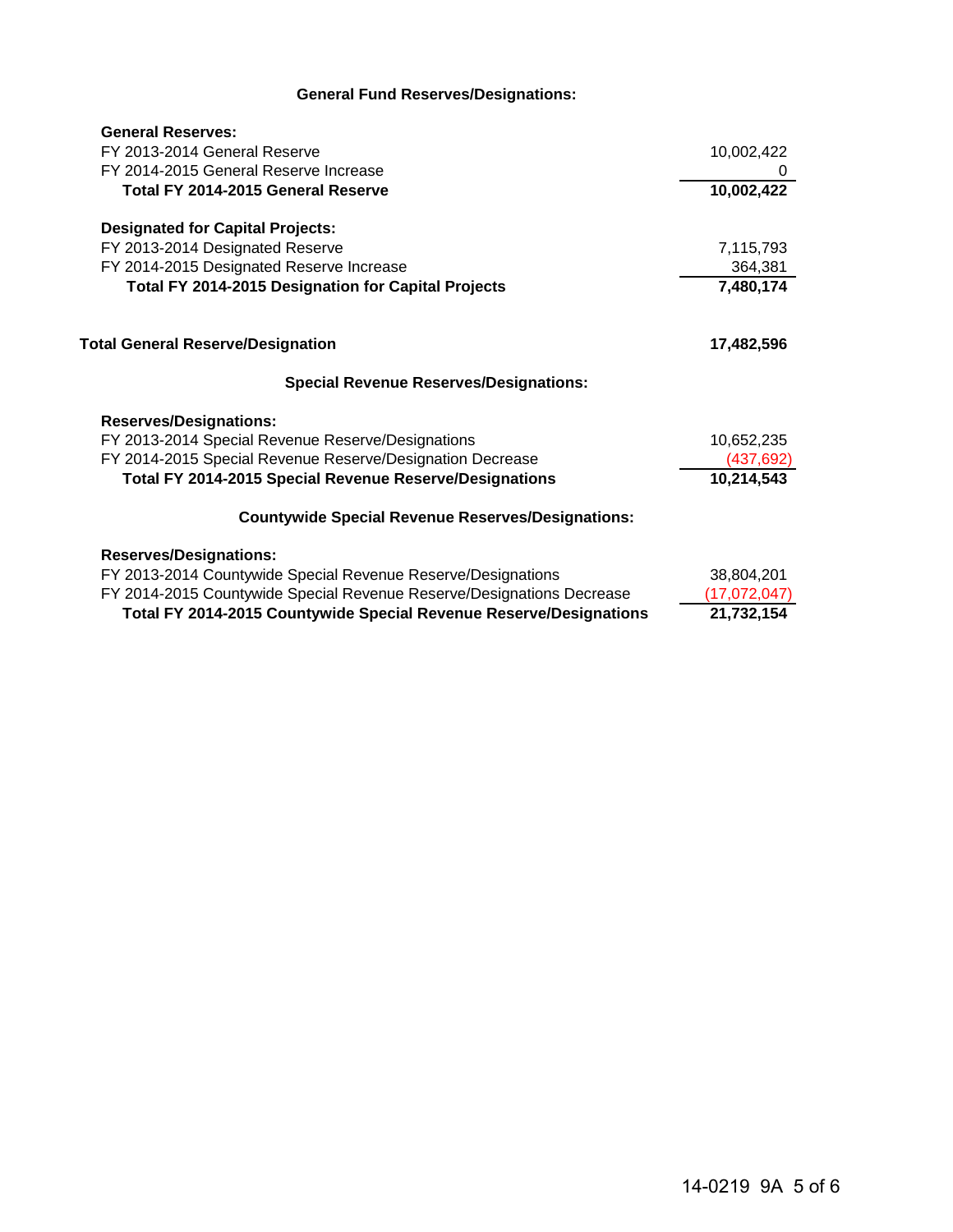## General Fund Reserves/Designations:

| | |
|---|---:|
| **General Reserves:** | |
| FY 2013-2014 General Reserve | 10,002,422 |
| FY 2014-2015 General Reserve Increase | 0 |
| **Total FY 2014-2015 General Reserve** | **10,002,422** |
| | |
| **Designated for Capital Projects:** | |
| FY 2013-2014 Designated Reserve | 7,115,793 |
| FY 2014-2015 Designated Reserve Increase | 364,381 |
| **Total FY 2014-2015 Designation for Capital Projects** | **7,480,174** |
| | |
| **Total General Reserve/Designation** | **17,482,596** |

## Special Revenue Reserves/Designations:

| | |
|---|---:|
| **Reserves/Designations:** | |
| FY 2013-2014 Special Revenue Reserve/Designations | 10,652,235 |
| FY 2014-2015 Special Revenue Reserve/Designation Decrease | (437,692) |
| **Total FY 2014-2015 Special Revenue Reserve/Designations** | **10,214,543** |

## Countywide Special Revenue Reserves/Designations:

| | |
|---|---:|
| **Reserves/Designations:** | |
| FY 2013-2014 Countywide Special Revenue Reserve/Designations | 38,804,201 |
| FY 2014-2015 Countywide Special Revenue Reserve/Designations Decrease | (17,072,047) |
| **Total FY 2014-2015 Countywide Special Revenue Reserve/Designations** | **21,732,154** |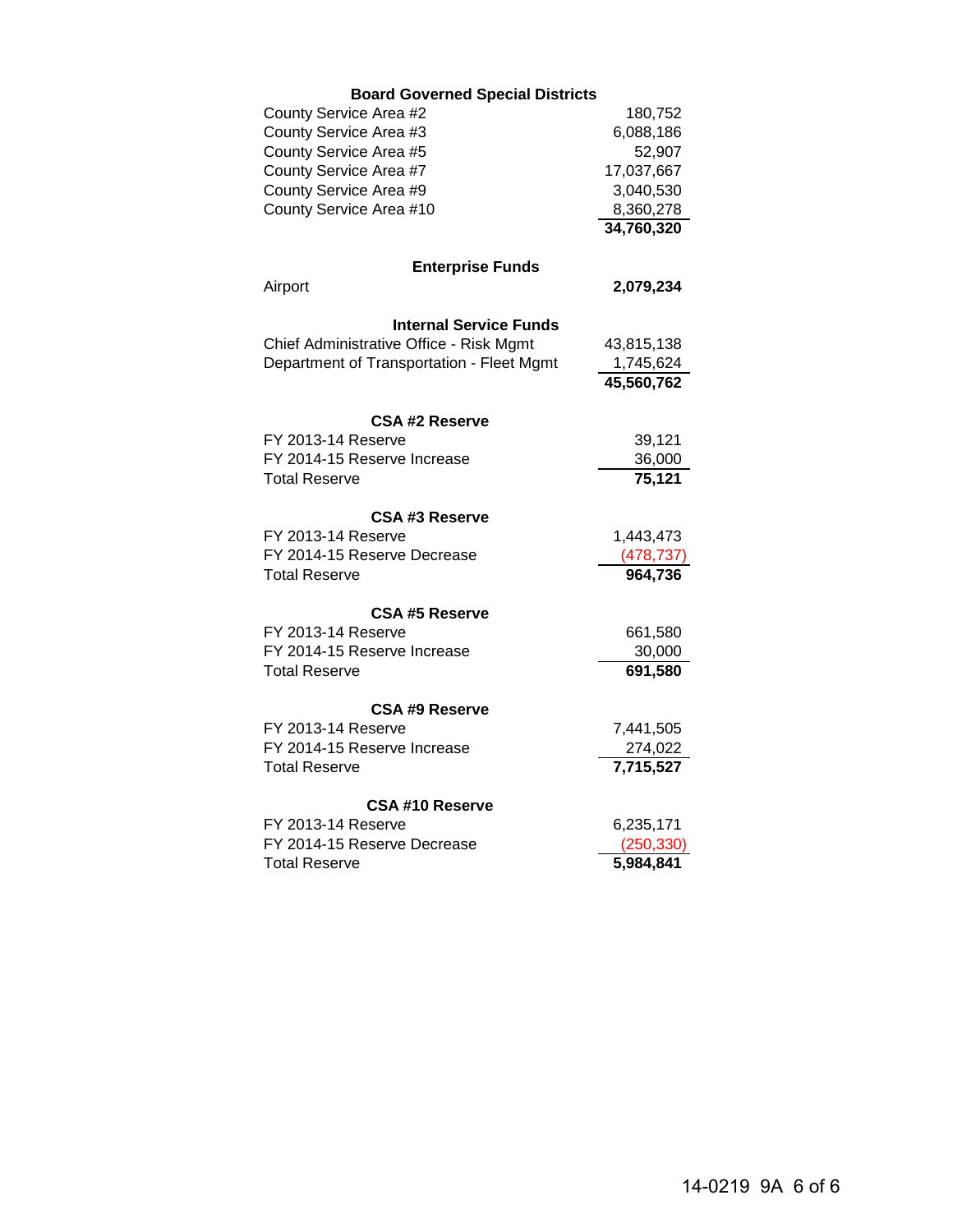### Board Governed Special Districts

| | |
|---|---|
| County Service Area #2 | 180,752 |
| County Service Area #3 | 6,088,186 |
| County Service Area #5 | 52,907 |
| County Service Area #7 | 17,037,667 |
| County Service Area #9 | 3,040,530 |
| County Service Area #10 | 8,360,278 |
| | **34,760,320** |

### Enterprise Funds

| | |
|---|---|
| Airport | **2,079,234** |

### Internal Service Funds

| | |
|---|---|
| Chief Administrative Office - Risk Mgmt | 43,815,138 |
| Department of Transportation - Fleet Mgmt | 1,745,624 |
| | **45,560,762** |

### CSA #2 Reserve

| | |
|---|---|
| FY 2013-14 Reserve | 39,121 |
| FY 2014-15 Reserve Increase | 36,000 |
| Total Reserve | **75,121** |

### CSA #3 Reserve

| | |
|---|---|
| FY 2013-14 Reserve | 1,443,473 |
| FY 2014-15 Reserve Decrease | (478,737) |
| Total Reserve | **964,736** |

### CSA #5 Reserve

| | |
|---|---|
| FY 2013-14 Reserve | 661,580 |
| FY 2014-15 Reserve Increase | 30,000 |
| Total Reserve | **691,580** |

### CSA #9 Reserve

| | |
|---|---|
| FY 2013-14 Reserve | 7,441,505 |
| FY 2014-15 Reserve Increase | 274,022 |
| Total Reserve | **7,715,527** |

### CSA #10 Reserve

| | |
|---|---|
| FY 2013-14 Reserve | 6,235,171 |
| FY 2014-15 Reserve Decrease | (250,330) |
| Total Reserve | **5,984,841** |